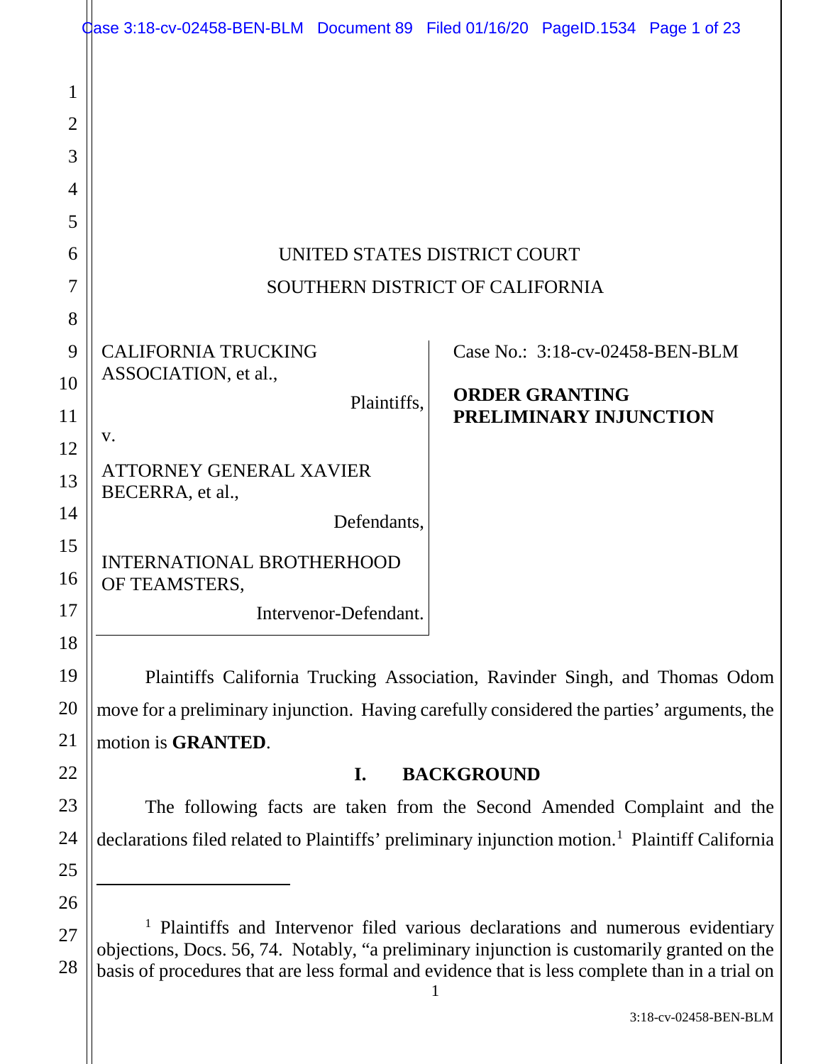UNITED STATES DISTRICT COURT
SOUTHERN DISTRICT OF CALIFORNIA

CALIFORNIA TRUCKING ASSOCIATION, et al.,

Plaintiffs,

v.

ATTORNEY GENERAL XAVIER BECERRA, et al.,

Defendants,

INTERNATIONAL BROTHERHOOD OF TEAMSTERS,

Intervenor-Defendant.

Case No.: 3:18-cv-02458-BEN-BLM

**ORDER GRANTING PRELIMINARY INJUNCTION**

Plaintiffs California Trucking Association, Ravinder Singh, and Thomas Odom move for a preliminary injunction. Having carefully considered the parties' arguments, the motion is **GRANTED**.

## I. BACKGROUND

The following facts are taken from the Second Amended Complaint and the declarations filed related to Plaintiffs' preliminary injunction motion.[1] Plaintiff California

[1] Plaintiffs and Intervenor filed various declarations and numerous evidentiary objections, Docs. 56, 74. Notably, "a preliminary injunction is customarily granted on the basis of procedures that are less formal and evidence that is less complete than in a trial on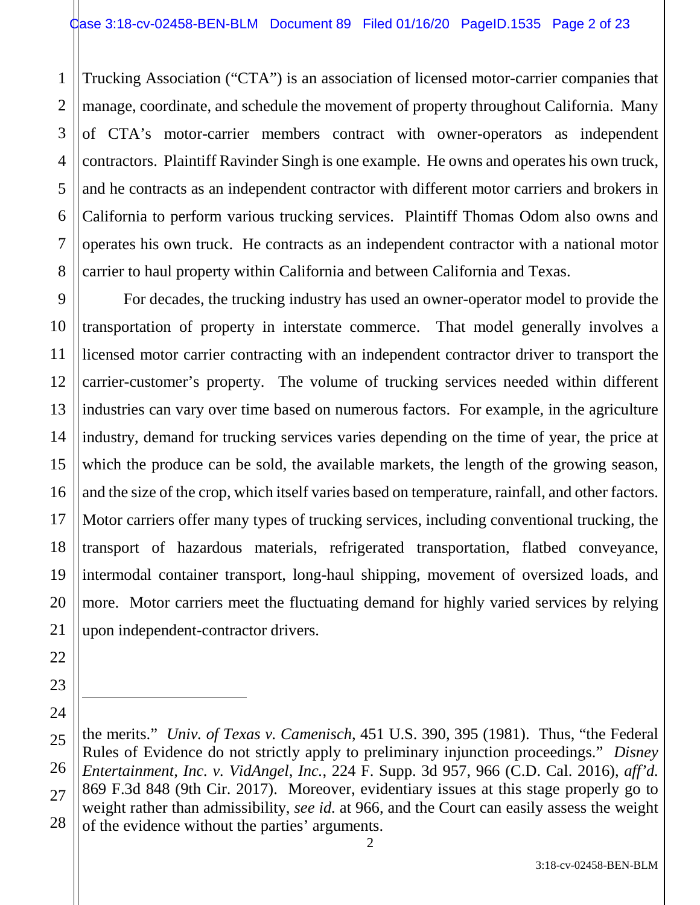Trucking Association ("CTA") is an association of licensed motor-carrier companies that manage, coordinate, and schedule the movement of property throughout California. Many of CTA's motor-carrier members contract with owner-operators as independent contractors. Plaintiff Ravinder Singh is one example. He owns and operates his own truck, and he contracts as an independent contractor with different motor carriers and brokers in California to perform various trucking services. Plaintiff Thomas Odom also owns and operates his own truck. He contracts as an independent contractor with a national motor carrier to haul property within California and between California and Texas.

For decades, the trucking industry has used an owner-operator model to provide the transportation of property in interstate commerce. That model generally involves a licensed motor carrier contracting with an independent contractor driver to transport the carrier-customer's property. The volume of trucking services needed within different industries can vary over time based on numerous factors. For example, in the agriculture industry, demand for trucking services varies depending on the time of year, the price at which the produce can be sold, the available markets, the length of the growing season, and the size of the crop, which itself varies based on temperature, rainfall, and other factors. Motor carriers offer many types of trucking services, including conventional trucking, the transport of hazardous materials, refrigerated transportation, flatbed conveyance, intermodal container transport, long-haul shipping, movement of oversized loads, and more. Motor carriers meet the fluctuating demand for highly varied services by relying upon independent-contractor drivers.

---

the merits." *Univ. of Texas v. Camenisch*, 451 U.S. 390, 395 (1981). Thus, "the Federal Rules of Evidence do not strictly apply to preliminary injunction proceedings." *Disney Entertainment, Inc. v. VidAngel, Inc.*, 224 F. Supp. 3d 957, 966 (C.D. Cal. 2016), *aff'd.* 869 F.3d 848 (9th Cir. 2017). Moreover, evidentiary issues at this stage properly go to weight rather than admissibility, *see id.* at 966, and the Court can easily assess the weight of the evidence without the parties' arguments.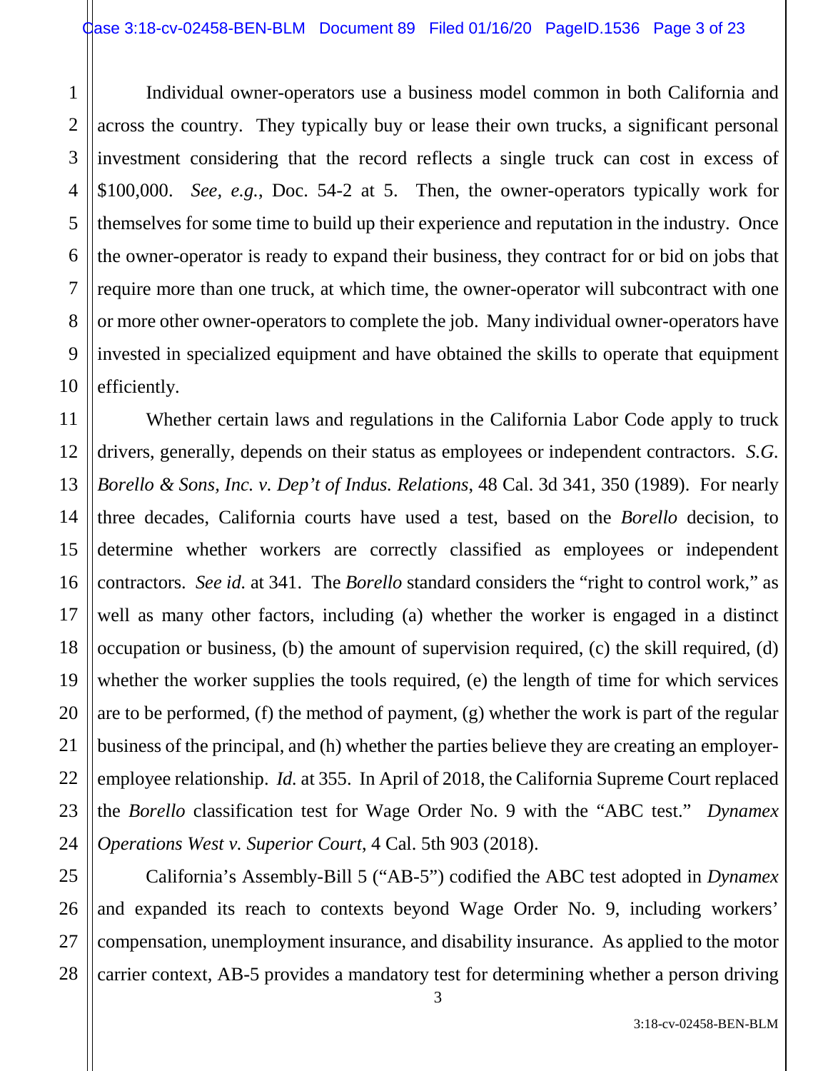Individual owner-operators use a business model common in both California and across the country. They typically buy or lease their own trucks, a significant personal investment considering that the record reflects a single truck can cost in excess of $100,000. *See, e.g.*, Doc. 54-2 at 5. Then, the owner-operators typically work for themselves for some time to build up their experience and reputation in the industry. Once the owner-operator is ready to expand their business, they contract for or bid on jobs that require more than one truck, at which time, the owner-operator will subcontract with one or more other owner-operators to complete the job. Many individual owner-operators have invested in specialized equipment and have obtained the skills to operate that equipment efficiently.

Whether certain laws and regulations in the California Labor Code apply to truck drivers, generally, depends on their status as employees or independent contractors. *S.G. Borello & Sons, Inc. v. Dep't of Indus. Relations*, 48 Cal. 3d 341, 350 (1989). For nearly three decades, California courts have used a test, based on the *Borello* decision, to determine whether workers are correctly classified as employees or independent contractors. *See id.* at 341. The *Borello* standard considers the "right to control work," as well as many other factors, including (a) whether the worker is engaged in a distinct occupation or business, (b) the amount of supervision required, (c) the skill required, (d) whether the worker supplies the tools required, (e) the length of time for which services are to be performed, (f) the method of payment, (g) whether the work is part of the regular business of the principal, and (h) whether the parties believe they are creating an employer-employee relationship. *Id.* at 355. In April of 2018, the California Supreme Court replaced the *Borello* classification test for Wage Order No. 9 with the "ABC test." *Dynamex Operations West v. Superior Court*, 4 Cal. 5th 903 (2018).

California's Assembly-Bill 5 ("AB-5") codified the ABC test adopted in *Dynamex* and expanded its reach to contexts beyond Wage Order No. 9, including workers' compensation, unemployment insurance, and disability insurance. As applied to the motor carrier context, AB-5 provides a mandatory test for determining whether a person driving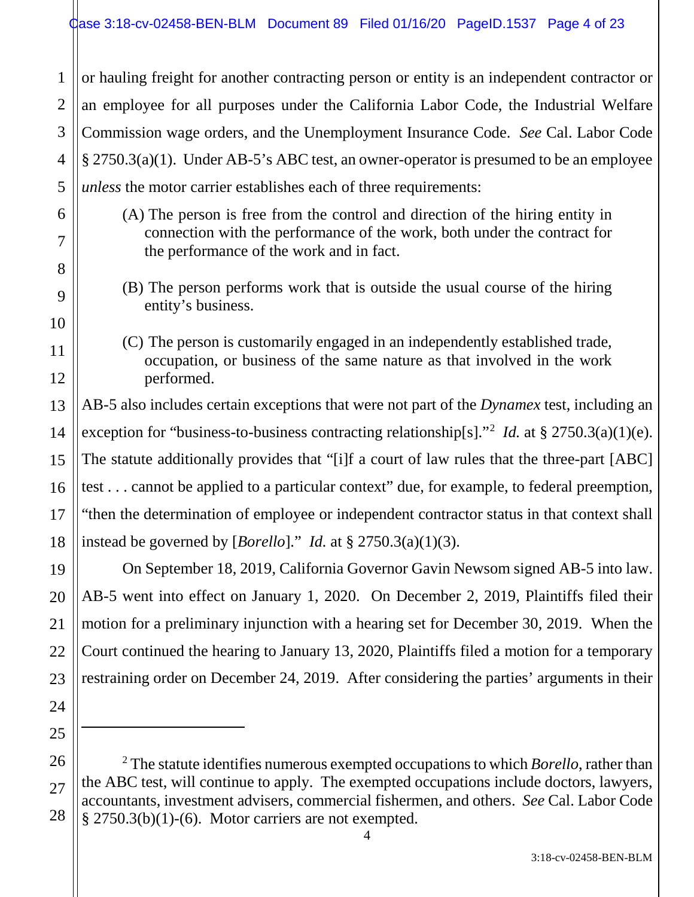or hauling freight for another contracting person or entity is an independent contractor or an employee for all purposes under the California Labor Code, the Industrial Welfare Commission wage orders, and the Unemployment Insurance Code. *See* Cal. Labor Code § 2750.3(a)(1). Under AB-5's ABC test, an owner-operator is presumed to be an employee *unless* the motor carrier establishes each of three requirements:

> (A) The person is free from the control and direction of the hiring entity in connection with the performance of the work, both under the contract for the performance of the work and in fact.
>
> (B) The person performs work that is outside the usual course of the hiring entity's business.
>
> (C) The person is customarily engaged in an independently established trade, occupation, or business of the same nature as that involved in the work performed.

AB-5 also includes certain exceptions that were not part of the *Dynamex* test, including an exception for "business-to-business contracting relationship[s]."[2] *Id.* at § 2750.3(a)(1)(e). The statute additionally provides that "[i]f a court of law rules that the three-part [ABC] test . . . cannot be applied to a particular context" due, for example, to federal preemption, "then the determination of employee or independent contractor status in that context shall instead be governed by [*Borello*]." *Id.* at § 2750.3(a)(1)(3).

On September 18, 2019, California Governor Gavin Newsom signed AB-5 into law. AB-5 went into effect on January 1, 2020. On December 2, 2019, Plaintiffs filed their motion for a preliminary injunction with a hearing set for December 30, 2019. When the Court continued the hearing to January 13, 2020, Plaintiffs filed a motion for a temporary restraining order on December 24, 2019. After considering the parties' arguments in their

---

[2] The statute identifies numerous exempted occupations to which *Borello*, rather than the ABC test, will continue to apply. The exempted occupations include doctors, lawyers, accountants, investment advisers, commercial fishermen, and others. *See* Cal. Labor Code § 2750.3(b)(1)-(6). Motor carriers are not exempted.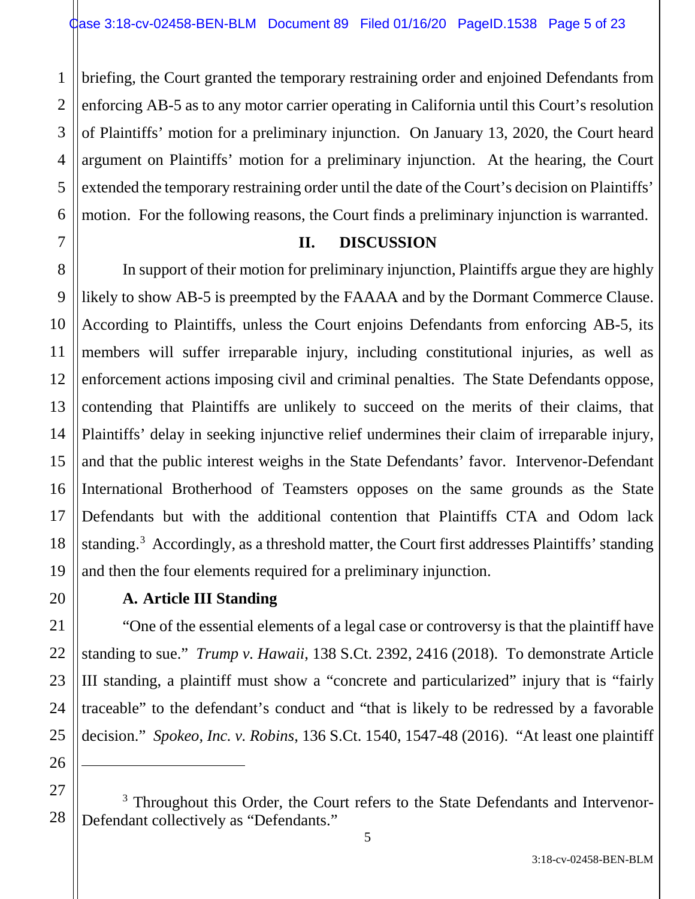briefing, the Court granted the temporary restraining order and enjoined Defendants from enforcing AB-5 as to any motor carrier operating in California until this Court's resolution of Plaintiffs' motion for a preliminary injunction. On January 13, 2020, the Court heard argument on Plaintiffs' motion for a preliminary injunction. At the hearing, the Court extended the temporary restraining order until the date of the Court's decision on Plaintiffs' motion. For the following reasons, the Court finds a preliminary injunction is warranted.

## II. DISCUSSION

In support of their motion for preliminary injunction, Plaintiffs argue they are highly likely to show AB-5 is preempted by the FAAAA and by the Dormant Commerce Clause. According to Plaintiffs, unless the Court enjoins Defendants from enforcing AB-5, its members will suffer irreparable injury, including constitutional injuries, as well as enforcement actions imposing civil and criminal penalties. The State Defendants oppose, contending that Plaintiffs are unlikely to succeed on the merits of their claims, that Plaintiffs' delay in seeking injunctive relief undermines their claim of irreparable injury, and that the public interest weighs in the State Defendants' favor. Intervenor-Defendant International Brotherhood of Teamsters opposes on the same grounds as the State Defendants but with the additional contention that Plaintiffs CTA and Odom lack standing.[3] Accordingly, as a threshold matter, the Court first addresses Plaintiffs' standing and then the four elements required for a preliminary injunction.

### A. Article III Standing

"One of the essential elements of a legal case or controversy is that the plaintiff have standing to sue." *Trump v. Hawaii*, 138 S.Ct. 2392, 2416 (2018). To demonstrate Article III standing, a plaintiff must show a "concrete and particularized" injury that is "fairly traceable" to the defendant's conduct and "that is likely to be redressed by a favorable decision." *Spokeo, Inc. v. Robins*, 136 S.Ct. 1540, 1547-48 (2016). "At least one plaintiff

---

[3] Throughout this Order, the Court refers to the State Defendants and Intervenor-Defendant collectively as "Defendants."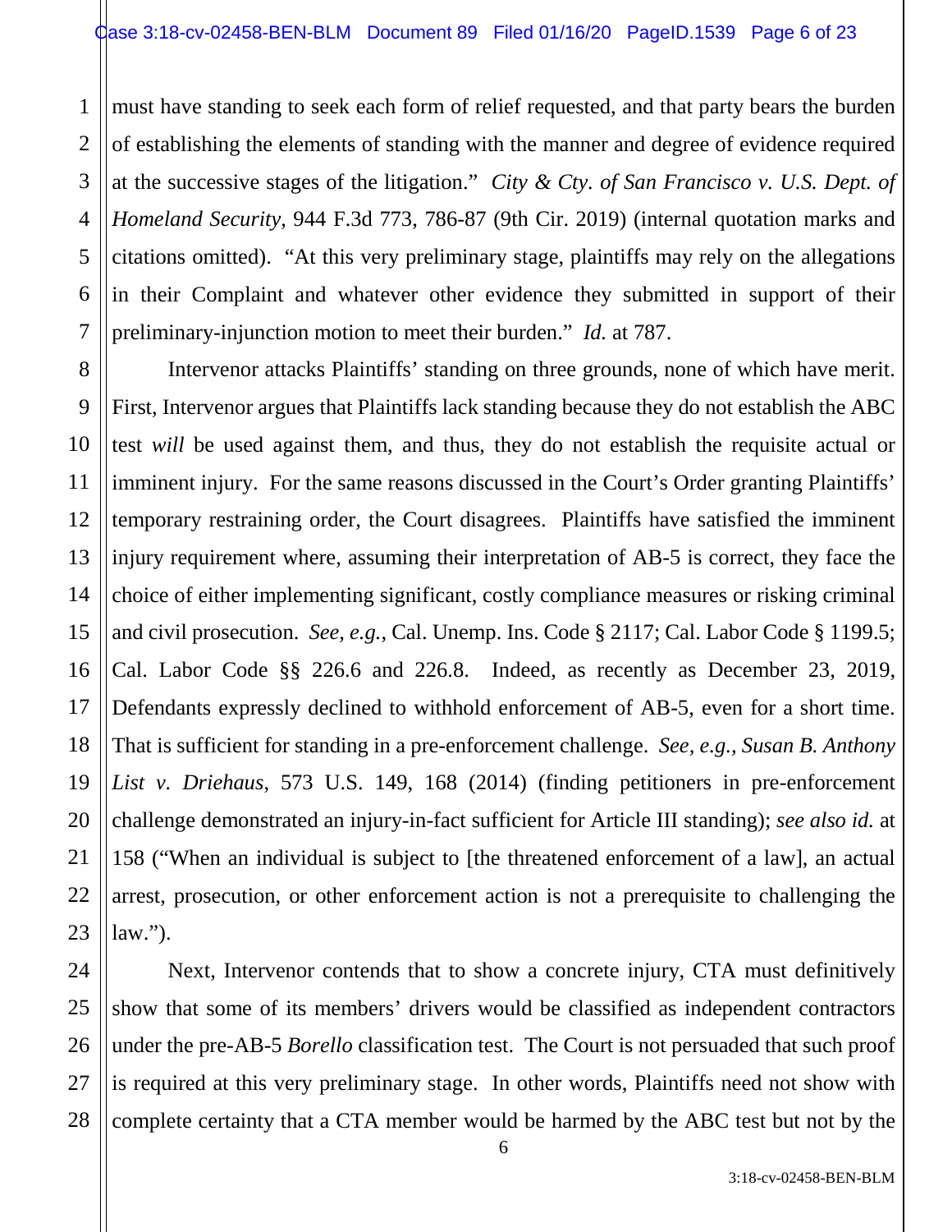must have standing to seek each form of relief requested, and that party bears the burden of establishing the elements of standing with the manner and degree of evidence required at the successive stages of the litigation." *City & Cty. of San Francisco v. U.S. Dept. of Homeland Security*, 944 F.3d 773, 786-87 (9th Cir. 2019) (internal quotation marks and citations omitted). "At this very preliminary stage, plaintiffs may rely on the allegations in their Complaint and whatever other evidence they submitted in support of their preliminary-injunction motion to meet their burden." *Id.* at 787.

Intervenor attacks Plaintiffs' standing on three grounds, none of which have merit. First, Intervenor argues that Plaintiffs lack standing because they do not establish the ABC test *will* be used against them, and thus, they do not establish the requisite actual or imminent injury. For the same reasons discussed in the Court's Order granting Plaintiffs' temporary restraining order, the Court disagrees. Plaintiffs have satisfied the imminent injury requirement where, assuming their interpretation of AB-5 is correct, they face the choice of either implementing significant, costly compliance measures or risking criminal and civil prosecution. *See, e.g.*, Cal. Unemp. Ins. Code § 2117; Cal. Labor Code § 1199.5; Cal. Labor Code §§ 226.6 and 226.8. Indeed, as recently as December 23, 2019, Defendants expressly declined to withhold enforcement of AB-5, even for a short time. That is sufficient for standing in a pre-enforcement challenge. *See, e.g., Susan B. Anthony List v. Driehaus*, 573 U.S. 149, 168 (2014) (finding petitioners in pre-enforcement challenge demonstrated an injury-in-fact sufficient for Article III standing); *see also id.* at 158 ("When an individual is subject to [the threatened enforcement of a law], an actual arrest, prosecution, or other enforcement action is not a prerequisite to challenging the law.").

Next, Intervenor contends that to show a concrete injury, CTA must definitively show that some of its members' drivers would be classified as independent contractors under the pre-AB-5 *Borello* classification test. The Court is not persuaded that such proof is required at this very preliminary stage. In other words, Plaintiffs need not show with complete certainty that a CTA member would be harmed by the ABC test but not by the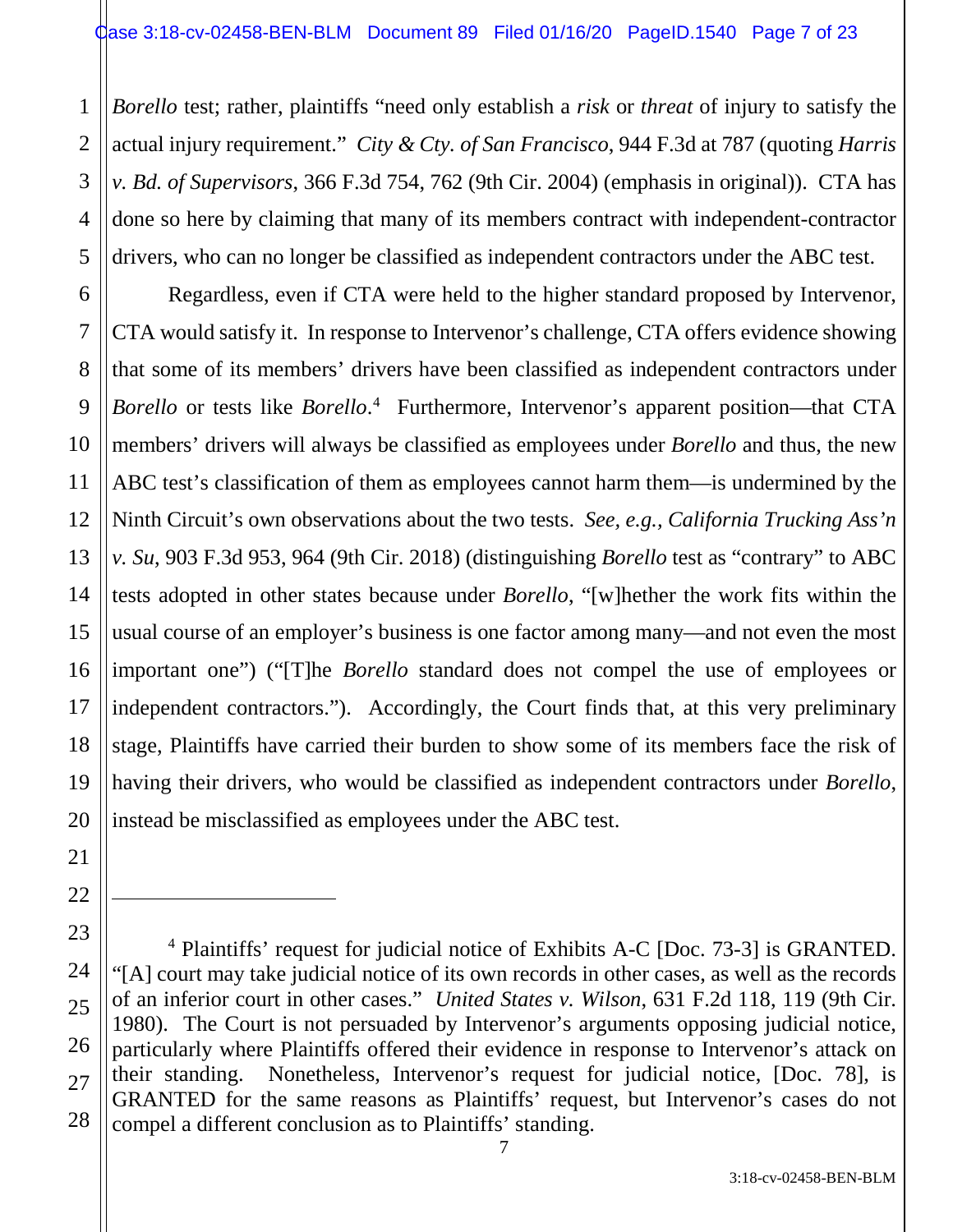*Borello* test; rather, plaintiffs "need only establish a *risk* or *threat* of injury to satisfy the actual injury requirement." *City & Cty. of San Francisco*, 944 F.3d at 787 (quoting *Harris v. Bd. of Supervisors*, 366 F.3d 754, 762 (9th Cir. 2004) (emphasis in original)). CTA has done so here by claiming that many of its members contract with independent-contractor drivers, who can no longer be classified as independent contractors under the ABC test.

Regardless, even if CTA were held to the higher standard proposed by Intervenor, CTA would satisfy it. In response to Intervenor's challenge, CTA offers evidence showing that some of its members' drivers have been classified as independent contractors under *Borello* or tests like *Borello*.[4] Furthermore, Intervenor's apparent position—that CTA members' drivers will always be classified as employees under *Borello* and thus, the new ABC test's classification of them as employees cannot harm them—is undermined by the Ninth Circuit's own observations about the two tests. *See, e.g., California Trucking Ass'n v. Su*, 903 F.3d 953, 964 (9th Cir. 2018) (distinguishing *Borello* test as "contrary" to ABC tests adopted in other states because under *Borello*, "[w]hether the work fits within the usual course of an employer's business is one factor among many—and not even the most important one") ("[T]he *Borello* standard does not compel the use of employees or independent contractors."). Accordingly, the Court finds that, at this very preliminary stage, Plaintiffs have carried their burden to show some of its members face the risk of having their drivers, who would be classified as independent contractors under *Borello*, instead be misclassified as employees under the ABC test.

---

[4] Plaintiffs' request for judicial notice of Exhibits A-C [Doc. 73-3] is GRANTED. "[A] court may take judicial notice of its own records in other cases, as well as the records of an inferior court in other cases." *United States v. Wilson*, 631 F.2d 118, 119 (9th Cir. 1980). The Court is not persuaded by Intervenor's arguments opposing judicial notice, particularly where Plaintiffs offered their evidence in response to Intervenor's attack on their standing. Nonetheless, Intervenor's request for judicial notice, [Doc. 78], is GRANTED for the same reasons as Plaintiffs' request, but Intervenor's cases do not compel a different conclusion as to Plaintiffs' standing.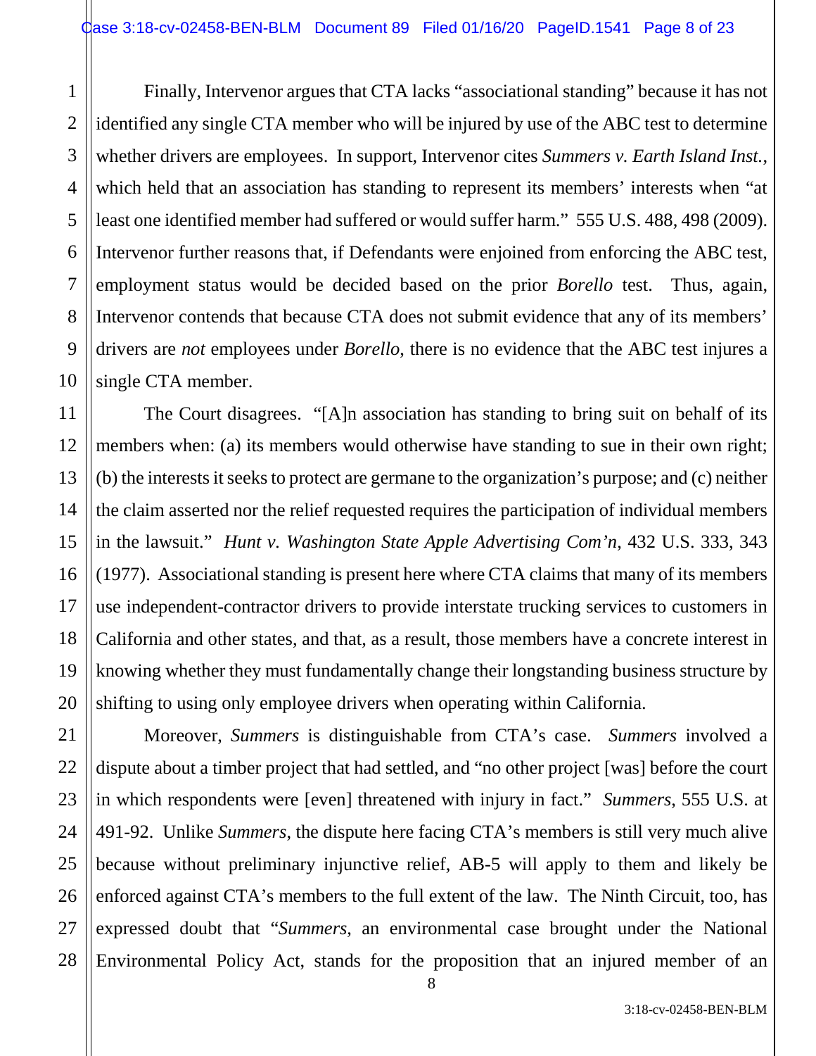Finally, Intervenor argues that CTA lacks "associational standing" because it has not identified any single CTA member who will be injured by use of the ABC test to determine whether drivers are employees. In support, Intervenor cites *Summers v. Earth Island Inst.*, which held that an association has standing to represent its members' interests when "at least one identified member had suffered or would suffer harm." 555 U.S. 488, 498 (2009). Intervenor further reasons that, if Defendants were enjoined from enforcing the ABC test, employment status would be decided based on the prior *Borello* test. Thus, again, Intervenor contends that because CTA does not submit evidence that any of its members' drivers are *not* employees under *Borello*, there is no evidence that the ABC test injures a single CTA member.

The Court disagrees. "[A]n association has standing to bring suit on behalf of its members when: (a) its members would otherwise have standing to sue in their own right; (b) the interests it seeks to protect are germane to the organization's purpose; and (c) neither the claim asserted nor the relief requested requires the participation of individual members in the lawsuit." *Hunt v. Washington State Apple Advertising Com'n*, 432 U.S. 333, 343 (1977). Associational standing is present here where CTA claims that many of its members use independent-contractor drivers to provide interstate trucking services to customers in California and other states, and that, as a result, those members have a concrete interest in knowing whether they must fundamentally change their longstanding business structure by shifting to using only employee drivers when operating within California.

Moreover, *Summers* is distinguishable from CTA's case. *Summers* involved a dispute about a timber project that had settled, and "no other project [was] before the court in which respondents were [even] threatened with injury in fact." *Summers*, 555 U.S. at 491-92. Unlike *Summers*, the dispute here facing CTA's members is still very much alive because without preliminary injunctive relief, AB-5 will apply to them and likely be enforced against CTA's members to the full extent of the law. The Ninth Circuit, too, has expressed doubt that "*Summers*, an environmental case brought under the National Environmental Policy Act, stands for the proposition that an injured member of an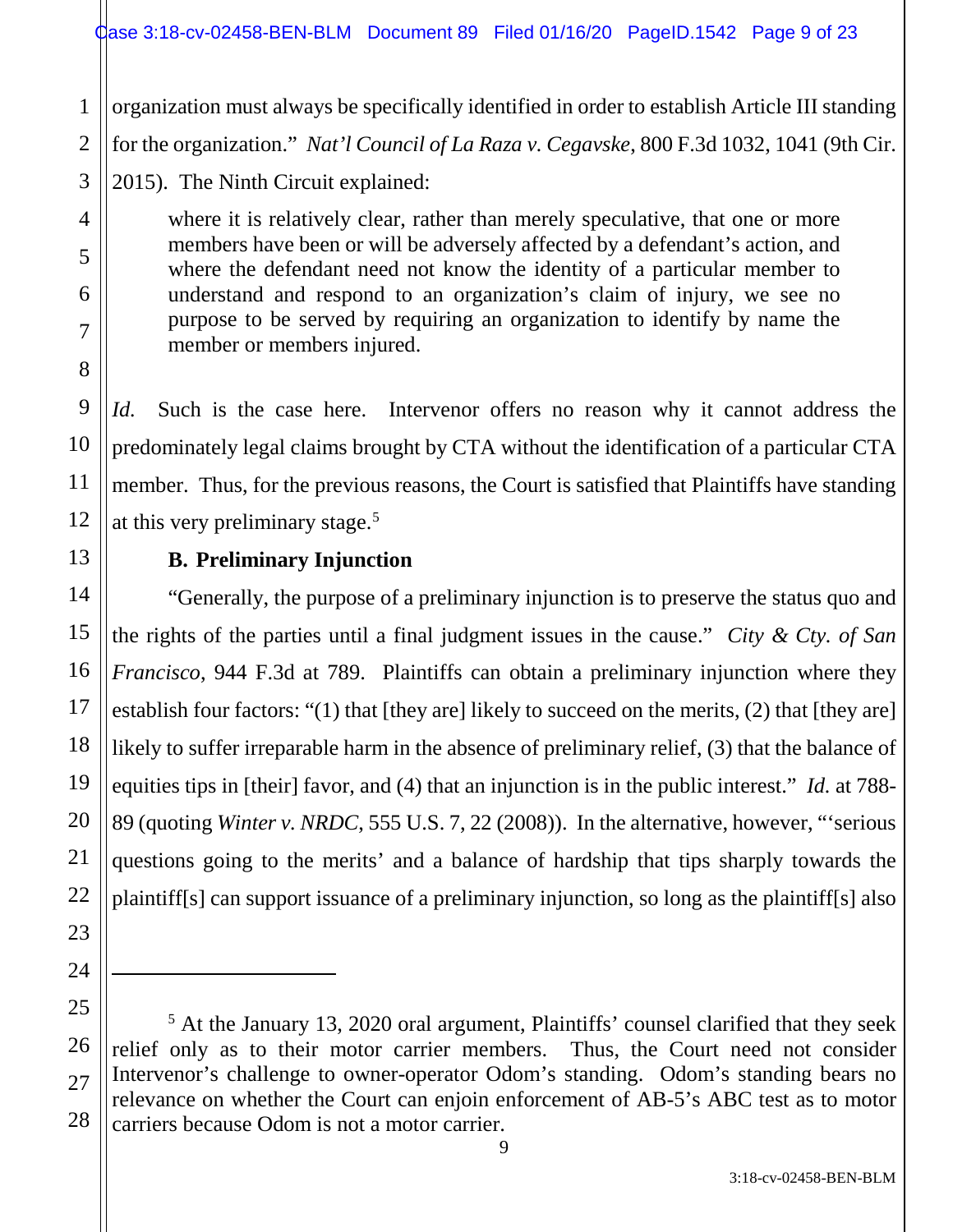organization must always be specifically identified in order to establish Article III standing for the organization." *Nat'l Council of La Raza v. Cegavske*, 800 F.3d 1032, 1041 (9th Cir. 2015). The Ninth Circuit explained:

> where it is relatively clear, rather than merely speculative, that one or more members have been or will be adversely affected by a defendant's action, and where the defendant need not know the identity of a particular member to understand and respond to an organization's claim of injury, we see no purpose to be served by requiring an organization to identify by name the member or members injured.

*Id.* Such is the case here. Intervenor offers no reason why it cannot address the predominately legal claims brought by CTA without the identification of a particular CTA member. Thus, for the previous reasons, the Court is satisfied that Plaintiffs have standing at this very preliminary stage.[5]

**B. Preliminary Injunction**

"Generally, the purpose of a preliminary injunction is to preserve the status quo and the rights of the parties until a final judgment issues in the cause." *City & Cty. of San Francisco*, 944 F.3d at 789. Plaintiffs can obtain a preliminary injunction where they establish four factors: "(1) that [they are] likely to succeed on the merits, (2) that [they are] likely to suffer irreparable harm in the absence of preliminary relief, (3) that the balance of equities tips in [their] favor, and (4) that an injunction is in the public interest." *Id.* at 788-89 (quoting *Winter v. NRDC*, 555 U.S. 7, 22 (2008)). In the alternative, however, "'serious questions going to the merits' and a balance of hardship that tips sharply towards the plaintiff[s] can support issuance of a preliminary injunction, so long as the plaintiff[s] also

---

[5] At the January 13, 2020 oral argument, Plaintiffs' counsel clarified that they seek relief only as to their motor carrier members. Thus, the Court need not consider Intervenor's challenge to owner-operator Odom's standing. Odom's standing bears no relevance on whether the Court can enjoin enforcement of AB-5's ABC test as to motor carriers because Odom is not a motor carrier.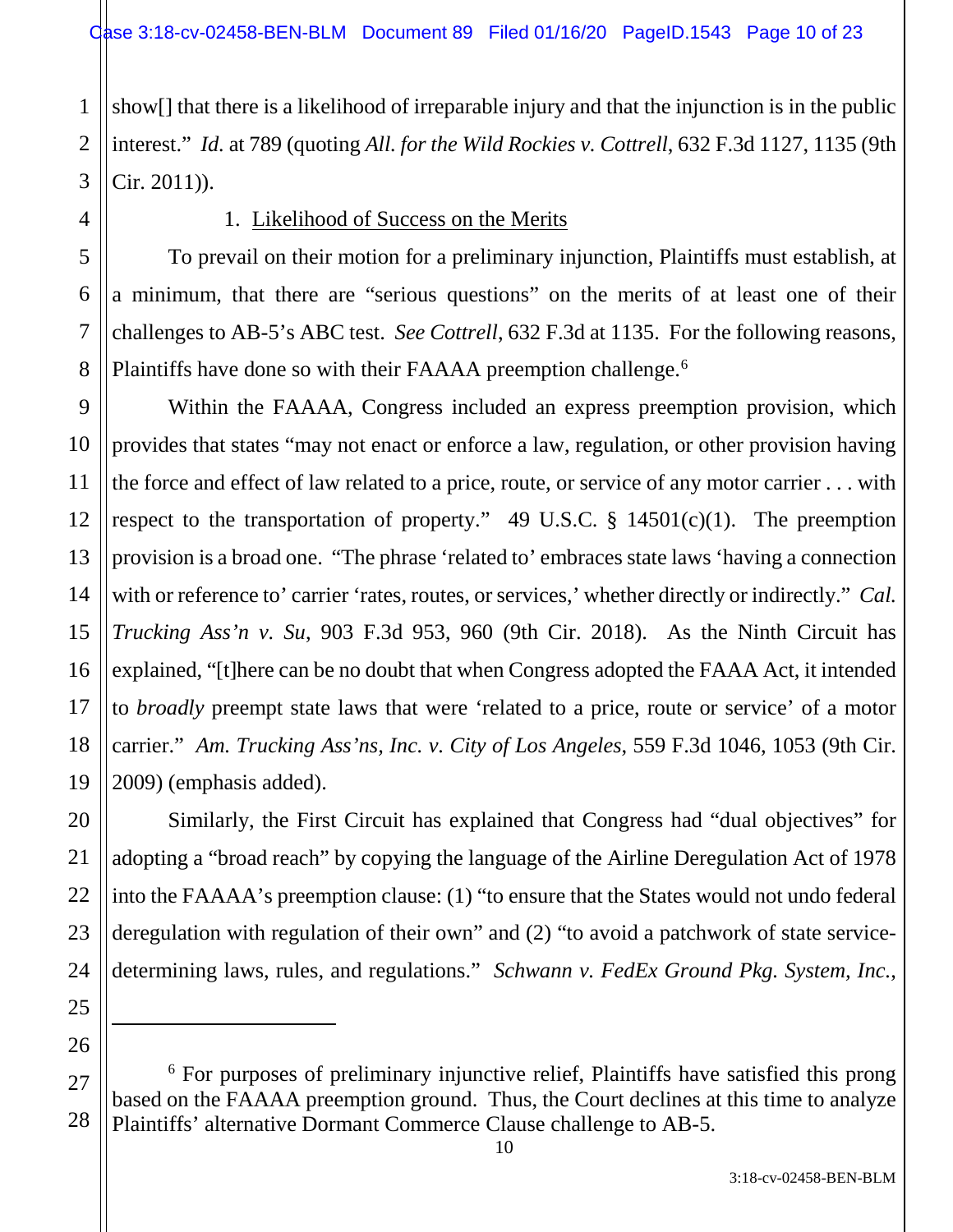show[] that there is a likelihood of irreparable injury and that the injunction is in the public interest." *Id.* at 789 (quoting *All. for the Wild Rockies v. Cottrell*, 632 F.3d 1127, 1135 (9th Cir. 2011)).

1. Likelihood of Success on the Merits

To prevail on their motion for a preliminary injunction, Plaintiffs must establish, at a minimum, that there are "serious questions" on the merits of at least one of their challenges to AB-5's ABC test. *See Cottrell*, 632 F.3d at 1135. For the following reasons, Plaintiffs have done so with their FAAAA preemption challenge.[6]

Within the FAAAA, Congress included an express preemption provision, which provides that states "may not enact or enforce a law, regulation, or other provision having the force and effect of law related to a price, route, or service of any motor carrier . . . with respect to the transportation of property." 49 U.S.C. § 14501(c)(1). The preemption provision is a broad one. "The phrase 'related to' embraces state laws 'having a connection with or reference to' carrier 'rates, routes, or services,' whether directly or indirectly." *Cal. Trucking Ass'n v. Su*, 903 F.3d 953, 960 (9th Cir. 2018). As the Ninth Circuit has explained, "[t]here can be no doubt that when Congress adopted the FAAA Act, it intended to *broadly* preempt state laws that were 'related to a price, route or service' of a motor carrier." *Am. Trucking Ass'ns, Inc. v. City of Los Angeles*, 559 F.3d 1046, 1053 (9th Cir. 2009) (emphasis added).

Similarly, the First Circuit has explained that Congress had "dual objectives" for adopting a "broad reach" by copying the language of the Airline Deregulation Act of 1978 into the FAAAA's preemption clause: (1) "to ensure that the States would not undo federal deregulation with regulation of their own" and (2) "to avoid a patchwork of state service-determining laws, rules, and regulations." *Schwann v. FedEx Ground Pkg. System, Inc.*,

---

[6] For purposes of preliminary injunctive relief, Plaintiffs have satisfied this prong based on the FAAAA preemption ground. Thus, the Court declines at this time to analyze Plaintiffs' alternative Dormant Commerce Clause challenge to AB-5.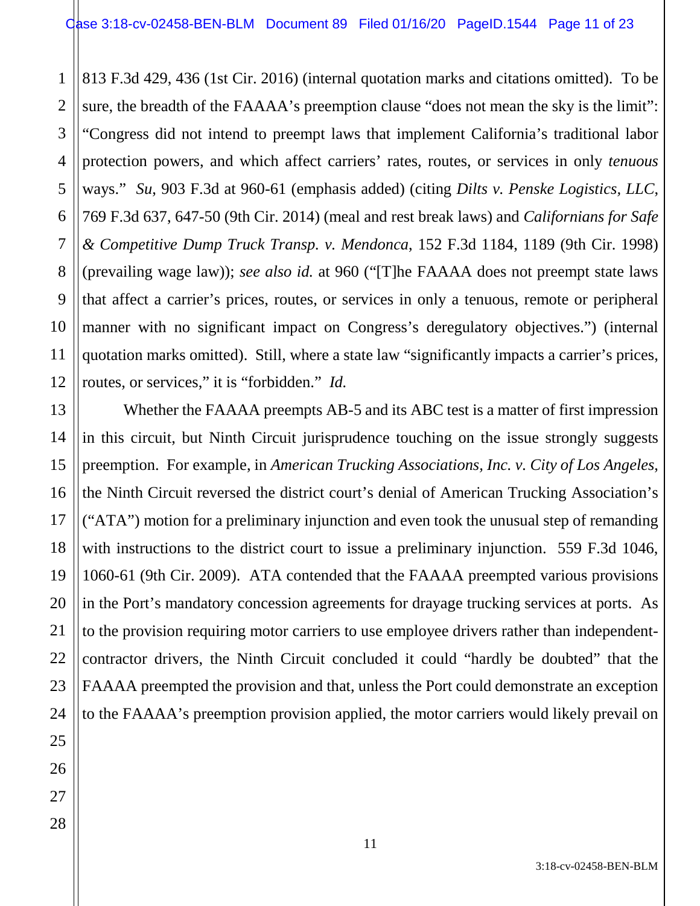813 F.3d 429, 436 (1st Cir. 2016) (internal quotation marks and citations omitted). To be sure, the breadth of the FAAAA's preemption clause "does not mean the sky is the limit": "Congress did not intend to preempt laws that implement California's traditional labor protection powers, and which affect carriers' rates, routes, or services in only *tenuous* ways." *Su*, 903 F.3d at 960-61 (emphasis added) (citing *Dilts v. Penske Logistics, LLC*, 769 F.3d 637, 647-50 (9th Cir. 2014) (meal and rest break laws) and *Californians for Safe & Competitive Dump Truck Transp. v. Mendonca*, 152 F.3d 1184, 1189 (9th Cir. 1998) (prevailing wage law)); *see also id.* at 960 ("[T]he FAAAA does not preempt state laws that affect a carrier's prices, routes, or services in only a tenuous, remote or peripheral manner with no significant impact on Congress's deregulatory objectives.") (internal quotation marks omitted). Still, where a state law "significantly impacts a carrier's prices, routes, or services," it is "forbidden." *Id.*

Whether the FAAAA preempts AB-5 and its ABC test is a matter of first impression in this circuit, but Ninth Circuit jurisprudence touching on the issue strongly suggests preemption. For example, in *American Trucking Associations, Inc. v. City of Los Angeles*, the Ninth Circuit reversed the district court's denial of American Trucking Association's ("ATA") motion for a preliminary injunction and even took the unusual step of remanding with instructions to the district court to issue a preliminary injunction. 559 F.3d 1046, 1060-61 (9th Cir. 2009). ATA contended that the FAAAA preempted various provisions in the Port's mandatory concession agreements for drayage trucking services at ports. As to the provision requiring motor carriers to use employee drivers rather than independent-contractor drivers, the Ninth Circuit concluded it could "hardly be doubted" that the FAAAA preempted the provision and that, unless the Port could demonstrate an exception to the FAAAA's preemption provision applied, the motor carriers would likely prevail on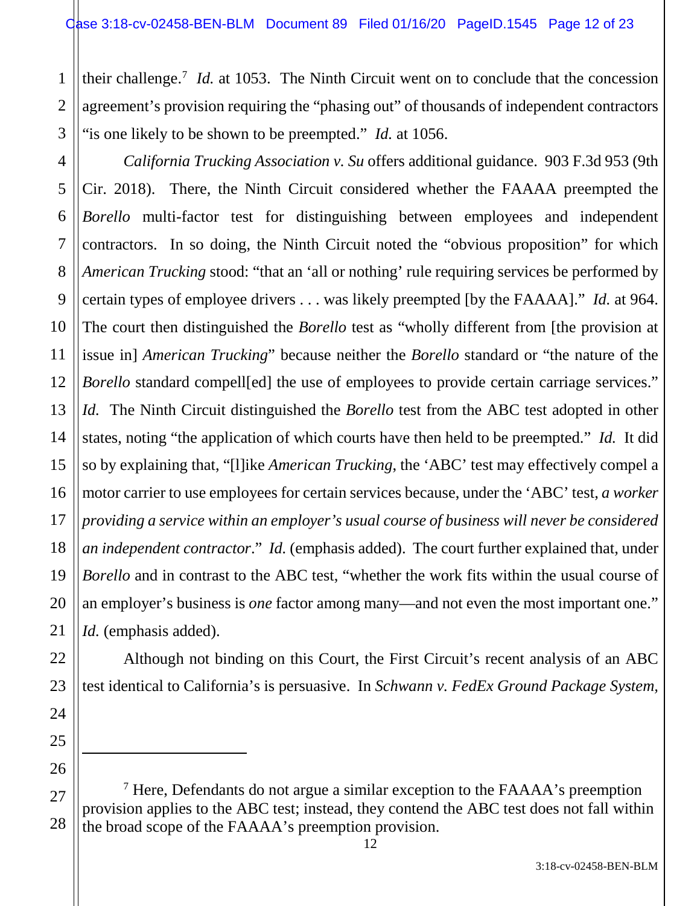their challenge.[7] *Id.* at 1053. The Ninth Circuit went on to conclude that the concession agreement's provision requiring the "phasing out" of thousands of independent contractors "is one likely to be shown to be preempted." *Id.* at 1056.

*California Trucking Association v. Su* offers additional guidance. 903 F.3d 953 (9th Cir. 2018). There, the Ninth Circuit considered whether the FAAAA preempted the *Borello* multi-factor test for distinguishing between employees and independent contractors. In so doing, the Ninth Circuit noted the "obvious proposition" for which *American Trucking* stood: "that an 'all or nothing' rule requiring services be performed by certain types of employee drivers . . . was likely preempted [by the FAAAA]." *Id.* at 964. The court then distinguished the *Borello* test as "wholly different from [the provision at issue in] *American Trucking*" because neither the *Borello* standard or "the nature of the *Borello* standard compell[ed] the use of employees to provide certain carriage services." *Id.* The Ninth Circuit distinguished the *Borello* test from the ABC test adopted in other states, noting "the application of which courts have then held to be preempted." *Id.* It did so by explaining that, "[l]ike *American Trucking*, the 'ABC' test may effectively compel a motor carrier to use employees for certain services because, under the 'ABC' test, *a worker providing a service within an employer's usual course of business will never be considered an independent contractor*." *Id.* (emphasis added). The court further explained that, under *Borello* and in contrast to the ABC test, "whether the work fits within the usual course of an employer's business is *one* factor among many—and not even the most important one." *Id.* (emphasis added).

Although not binding on this Court, the First Circuit's recent analysis of an ABC test identical to California's is persuasive. In *Schwann v. FedEx Ground Package System,*

---

[7] Here, Defendants do not argue a similar exception to the FAAAA's preemption provision applies to the ABC test; instead, they contend the ABC test does not fall within the broad scope of the FAAAA's preemption provision.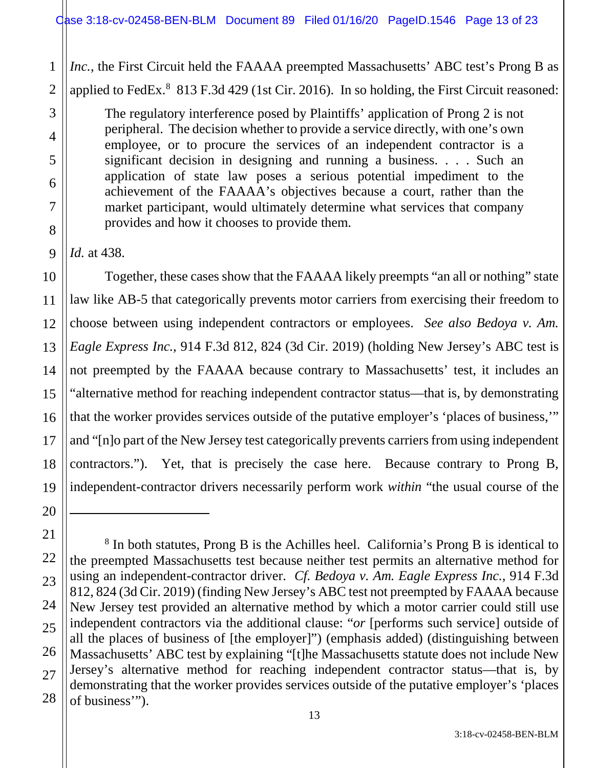*Inc.*, the First Circuit held the FAAAA preempted Massachusetts' ABC test's Prong B as applied to FedEx.[8] 813 F.3d 429 (1st Cir. 2016). In so holding, the First Circuit reasoned:

> The regulatory interference posed by Plaintiffs' application of Prong 2 is not peripheral. The decision whether to provide a service directly, with one's own employee, or to procure the services of an independent contractor is a significant decision in designing and running a business. . . . Such an application of state law poses a serious potential impediment to the achievement of the FAAAA's objectives because a court, rather than the market participant, would ultimately determine what services that company provides and how it chooses to provide them.

*Id.* at 438.

Together, these cases show that the FAAAA likely preempts "an all or nothing" state law like AB-5 that categorically prevents motor carriers from exercising their freedom to choose between using independent contractors or employees. *See also Bedoya v. Am. Eagle Express Inc.*, 914 F.3d 812, 824 (3d Cir. 2019) (holding New Jersey's ABC test is not preempted by the FAAAA because contrary to Massachusetts' test, it includes an "alternative method for reaching independent contractor status—that is, by demonstrating that the worker provides services outside of the putative employer's 'places of business,'" and "[n]o part of the New Jersey test categorically prevents carriers from using independent contractors."). Yet, that is precisely the case here. Because contrary to Prong B, independent-contractor drivers necessarily perform work *within* "the usual course of the

---

[8] In both statutes, Prong B is the Achilles heel. California's Prong B is identical to the preempted Massachusetts test because neither test permits an alternative method for using an independent-contractor driver. *Cf. Bedoya v. Am. Eagle Express Inc.*, 914 F.3d 812, 824 (3d Cir. 2019) (finding New Jersey's ABC test not preempted by FAAAA because New Jersey test provided an alternative method by which a motor carrier could still use independent contractors via the additional clause: "*or* [performs such service] outside of all the places of business of [the employer]") (emphasis added) (distinguishing between Massachusetts' ABC test by explaining "[t]he Massachusetts statute does not include New Jersey's alternative method for reaching independent contractor status—that is, by demonstrating that the worker provides services outside of the putative employer's 'places of business'").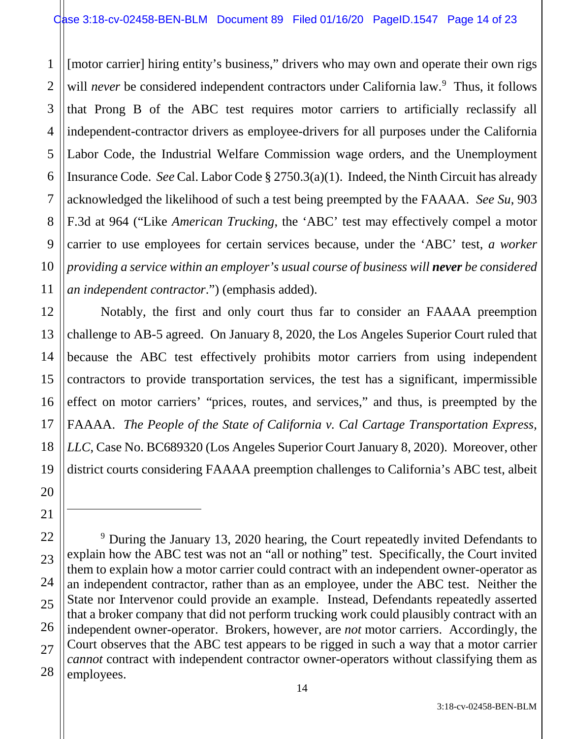[motor carrier] hiring entity's business," drivers who may own and operate their own rigs will *never* be considered independent contractors under California law.[9] Thus, it follows that Prong B of the ABC test requires motor carriers to artificially reclassify all independent-contractor drivers as employee-drivers for all purposes under the California Labor Code, the Industrial Welfare Commission wage orders, and the Unemployment Insurance Code. *See* Cal. Labor Code § 2750.3(a)(1). Indeed, the Ninth Circuit has already acknowledged the likelihood of such a test being preempted by the FAAAA. *See Su*, 903 F.3d at 964 ("Like *American Trucking*, the 'ABC' test may effectively compel a motor carrier to use employees for certain services because, under the 'ABC' test, *a worker providing a service within an employer's usual course of business will **never** be considered an independent contractor*.") (emphasis added).

Notably, the first and only court thus far to consider an FAAAA preemption challenge to AB-5 agreed. On January 8, 2020, the Los Angeles Superior Court ruled that because the ABC test effectively prohibits motor carriers from using independent contractors to provide transportation services, the test has a significant, impermissible effect on motor carriers' "prices, routes, and services," and thus, is preempted by the FAAAA. *The People of the State of California v. Cal Cartage Transportation Express, LLC*, Case No. BC689320 (Los Angeles Superior Court January 8, 2020). Moreover, other district courts considering FAAAA preemption challenges to California's ABC test, albeit

---

[9] During the January 13, 2020 hearing, the Court repeatedly invited Defendants to explain how the ABC test was not an "all or nothing" test. Specifically, the Court invited them to explain how a motor carrier could contract with an independent owner-operator as an independent contractor, rather than as an employee, under the ABC test. Neither the State nor Intervenor could provide an example. Instead, Defendants repeatedly asserted that a broker company that did not perform trucking work could plausibly contract with an independent owner-operator. Brokers, however, are *not* motor carriers. Accordingly, the Court observes that the ABC test appears to be rigged in such a way that a motor carrier *cannot* contract with independent contractor owner-operators without classifying them as employees.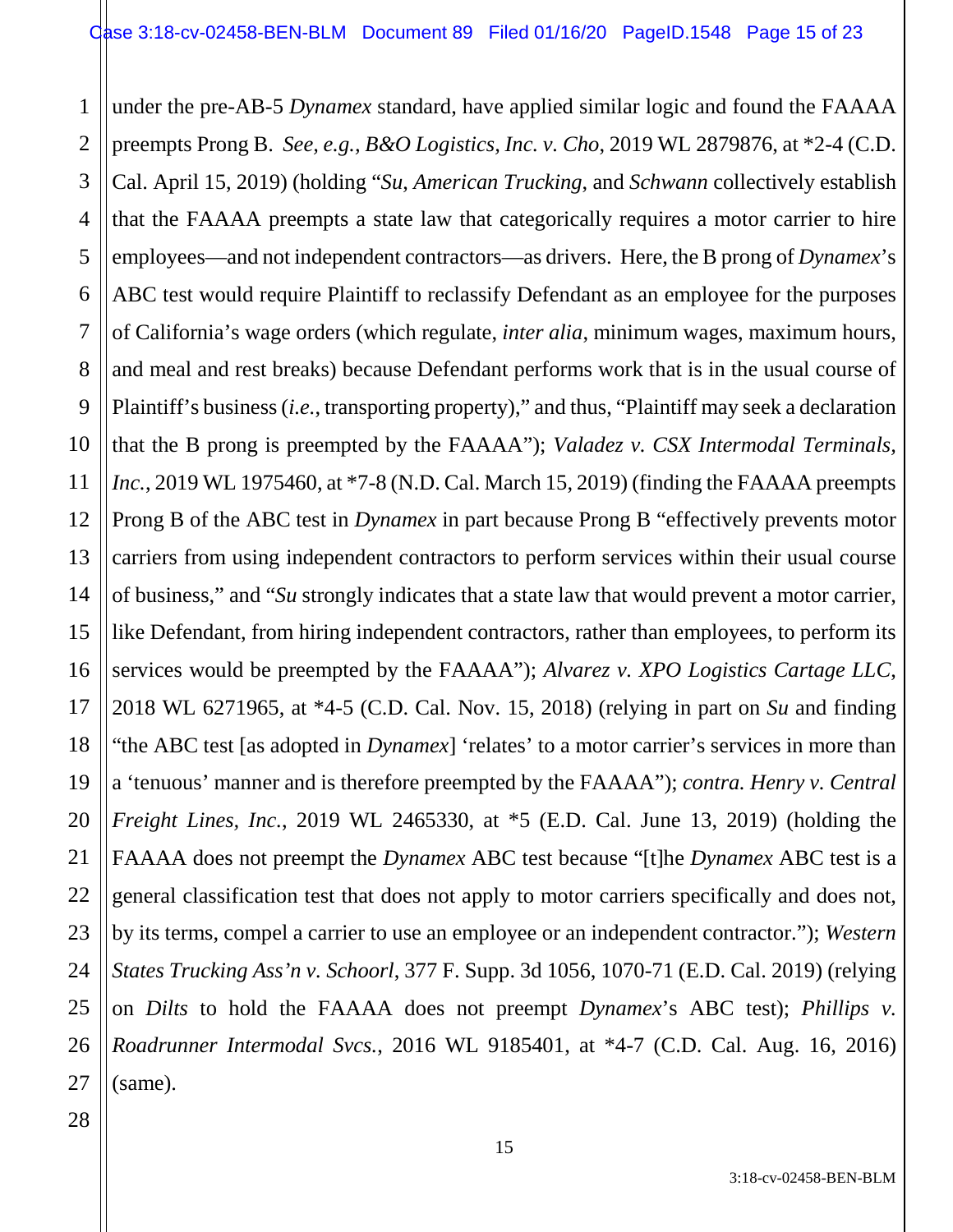under the pre-AB-5 *Dynamex* standard, have applied similar logic and found the FAAAA preempts Prong B. *See, e.g.*, *B&O Logistics, Inc. v. Cho*, 2019 WL 2879876, at *2-4 (C.D. Cal. April 15, 2019) (holding "*Su*, *American Trucking*, and *Schwann* collectively establish that the FAAAA preempts a state law that categorically requires a motor carrier to hire employees—and not independent contractors—as drivers. Here, the B prong of *Dynamex*'s ABC test would require Plaintiff to reclassify Defendant as an employee for the purposes of California's wage orders (which regulate, *inter alia*, minimum wages, maximum hours, and meal and rest breaks) because Defendant performs work that is in the usual course of Plaintiff's business (*i.e.*, transporting property)," and thus, "Plaintiff may seek a declaration that the B prong is preempted by the FAAAA"); *Valadez v. CSX Intermodal Terminals, Inc.*, 2019 WL 1975460, at *7-8 (N.D. Cal. March 15, 2019) (finding the FAAAA preempts Prong B of the ABC test in *Dynamex* in part because Prong B "effectively prevents motor carriers from using independent contractors to perform services within their usual course of business," and "*Su* strongly indicates that a state law that would prevent a motor carrier, like Defendant, from hiring independent contractors, rather than employees, to perform its services would be preempted by the FAAAA"); *Alvarez v. XPO Logistics Cartage LLC*, 2018 WL 6271965, at *4-5 (C.D. Cal. Nov. 15, 2018) (relying in part on *Su* and finding "the ABC test [as adopted in *Dynamex*] 'relates' to a motor carrier's services in more than a 'tenuous' manner and is therefore preempted by the FAAAA"); *contra. Henry v. Central Freight Lines, Inc.*, 2019 WL 2465330, at *5 (E.D. Cal. June 13, 2019) (holding the FAAAA does not preempt the *Dynamex* ABC test because "[t]he *Dynamex* ABC test is a general classification test that does not apply to motor carriers specifically and does not, by its terms, compel a carrier to use an employee or an independent contractor."); *Western States Trucking Ass'n v. Schoorl*, 377 F. Supp. 3d 1056, 1070-71 (E.D. Cal. 2019) (relying on *Dilts* to hold the FAAAA does not preempt *Dynamex*'s ABC test); *Phillips v. Roadrunner Intermodal Svcs.*, 2016 WL 9185401, at *4-7 (C.D. Cal. Aug. 16, 2016) (same).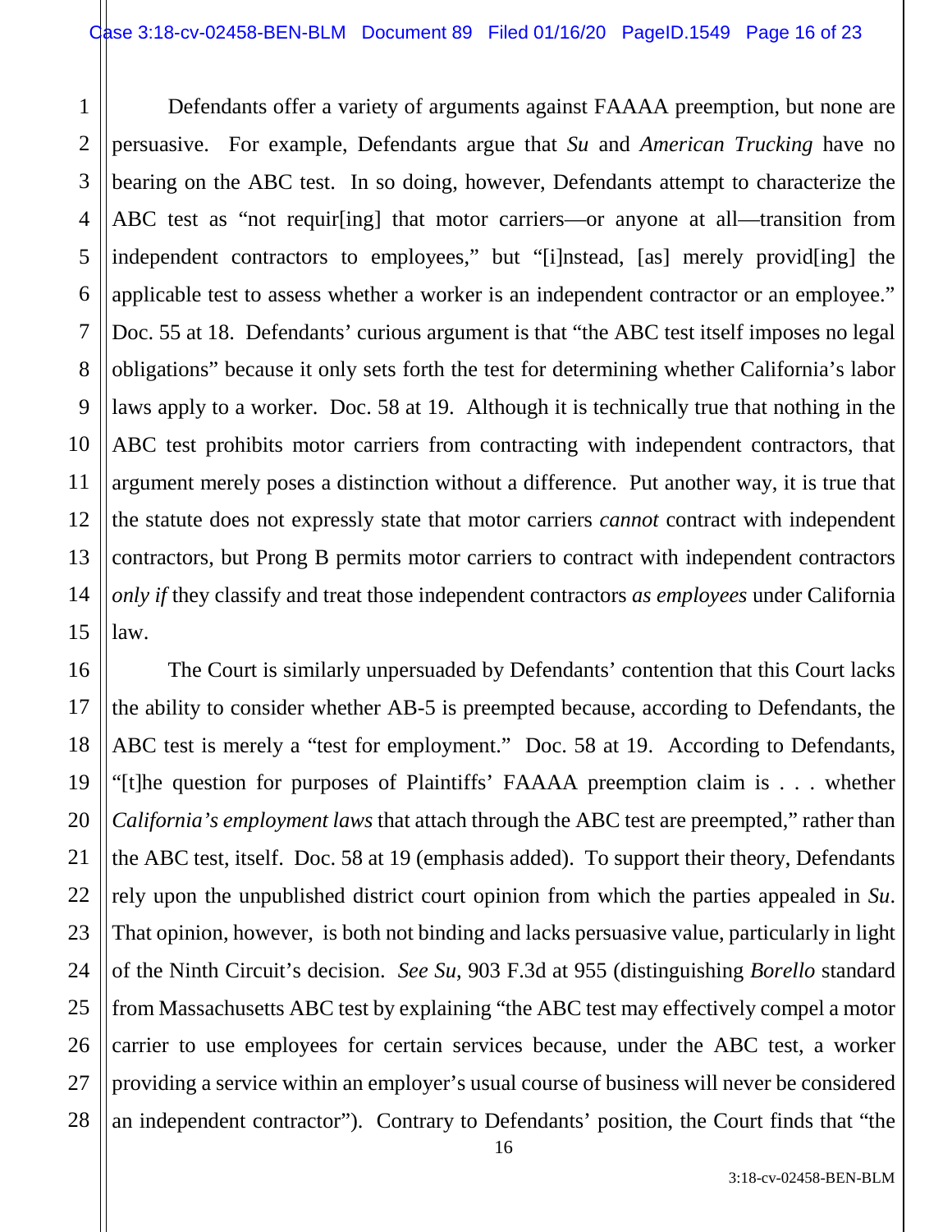Defendants offer a variety of arguments against FAAAA preemption, but none are persuasive. For example, Defendants argue that *Su* and *American Trucking* have no bearing on the ABC test. In so doing, however, Defendants attempt to characterize the ABC test as "not requir[ing] that motor carriers—or anyone at all—transition from independent contractors to employees," but "[i]nstead, [as] merely provid[ing] the applicable test to assess whether a worker is an independent contractor or an employee." Doc. 55 at 18. Defendants' curious argument is that "the ABC test itself imposes no legal obligations" because it only sets forth the test for determining whether California's labor laws apply to a worker. Doc. 58 at 19. Although it is technically true that nothing in the ABC test prohibits motor carriers from contracting with independent contractors, that argument merely poses a distinction without a difference. Put another way, it is true that the statute does not expressly state that motor carriers *cannot* contract with independent contractors, but Prong B permits motor carriers to contract with independent contractors *only if* they classify and treat those independent contractors *as employees* under California law.

The Court is similarly unpersuaded by Defendants' contention that this Court lacks the ability to consider whether AB-5 is preempted because, according to Defendants, the ABC test is merely a "test for employment." Doc. 58 at 19. According to Defendants, "[t]he question for purposes of Plaintiffs' FAAAA preemption claim is . . . whether *California's employment laws* that attach through the ABC test are preempted," rather than the ABC test, itself. Doc. 58 at 19 (emphasis added). To support their theory, Defendants rely upon the unpublished district court opinion from which the parties appealed in *Su*. That opinion, however, is both not binding and lacks persuasive value, particularly in light of the Ninth Circuit's decision. *See Su*, 903 F.3d at 955 (distinguishing *Borello* standard from Massachusetts ABC test by explaining "the ABC test may effectively compel a motor carrier to use employees for certain services because, under the ABC test, a worker providing a service within an employer's usual course of business will never be considered an independent contractor"). Contrary to Defendants' position, the Court finds that "the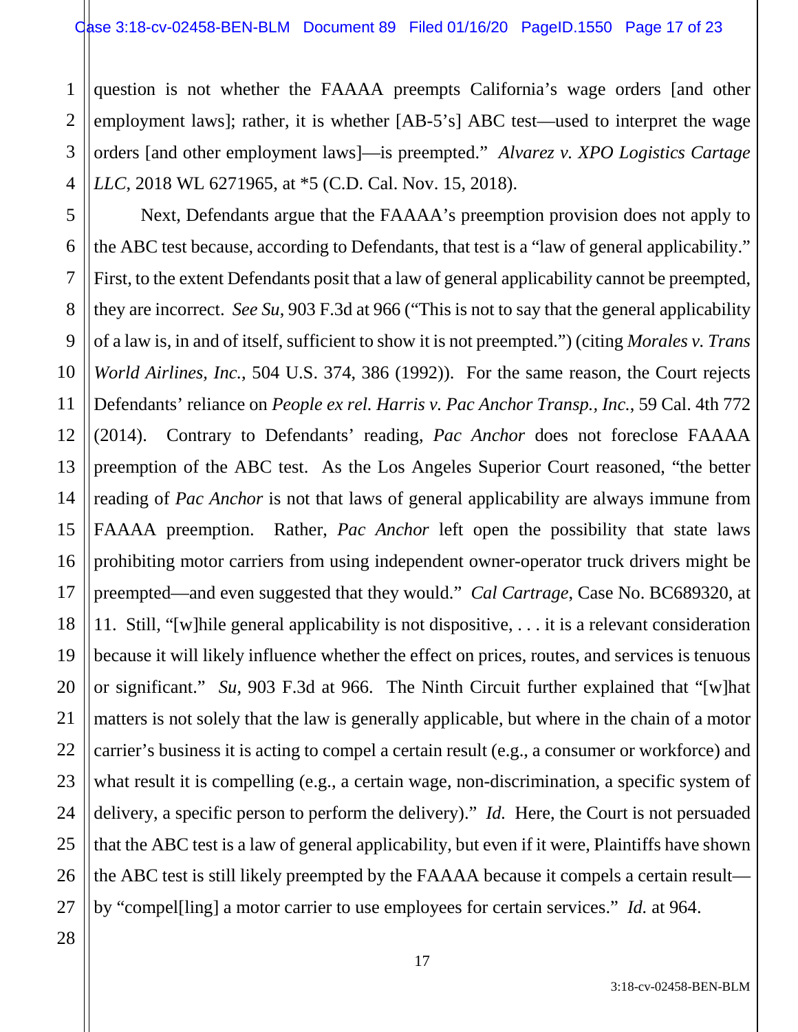question is not whether the FAAAA preempts California's wage orders [and other employment laws]; rather, it is whether [AB-5's] ABC test—used to interpret the wage orders [and other employment laws]—is preempted." *Alvarez v. XPO Logistics Cartage LLC*, 2018 WL 6271965, at *5 (C.D. Cal. Nov. 15, 2018).

Next, Defendants argue that the FAAAA's preemption provision does not apply to the ABC test because, according to Defendants, that test is a "law of general applicability." First, to the extent Defendants posit that a law of general applicability cannot be preempted, they are incorrect. *See Su*, 903 F.3d at 966 ("This is not to say that the general applicability of a law is, in and of itself, sufficient to show it is not preempted.") (citing *Morales v. Trans World Airlines, Inc.*, 504 U.S. 374, 386 (1992)). For the same reason, the Court rejects Defendants' reliance on *People ex rel. Harris v. Pac Anchor Transp., Inc.*, 59 Cal. 4th 772 (2014). Contrary to Defendants' reading, *Pac Anchor* does not foreclose FAAAA preemption of the ABC test. As the Los Angeles Superior Court reasoned, "the better reading of *Pac Anchor* is not that laws of general applicability are always immune from FAAAA preemption. Rather, *Pac Anchor* left open the possibility that state laws prohibiting motor carriers from using independent owner-operator truck drivers might be preempted—and even suggested that they would." *Cal Cartrage*, Case No. BC689320, at 11. Still, "[w]hile general applicability is not dispositive, . . . it is a relevant consideration because it will likely influence whether the effect on prices, routes, and services is tenuous or significant." *Su*, 903 F.3d at 966. The Ninth Circuit further explained that "[w]hat matters is not solely that the law is generally applicable, but where in the chain of a motor carrier's business it is acting to compel a certain result (e.g., a consumer or workforce) and what result it is compelling (e.g., a certain wage, non-discrimination, a specific system of delivery, a specific person to perform the delivery)." *Id.* Here, the Court is not persuaded that the ABC test is a law of general applicability, but even if it were, Plaintiffs have shown the ABC test is still likely preempted by the FAAAA because it compels a certain result—by "compel[ling] a motor carrier to use employees for certain services." *Id.* at 964.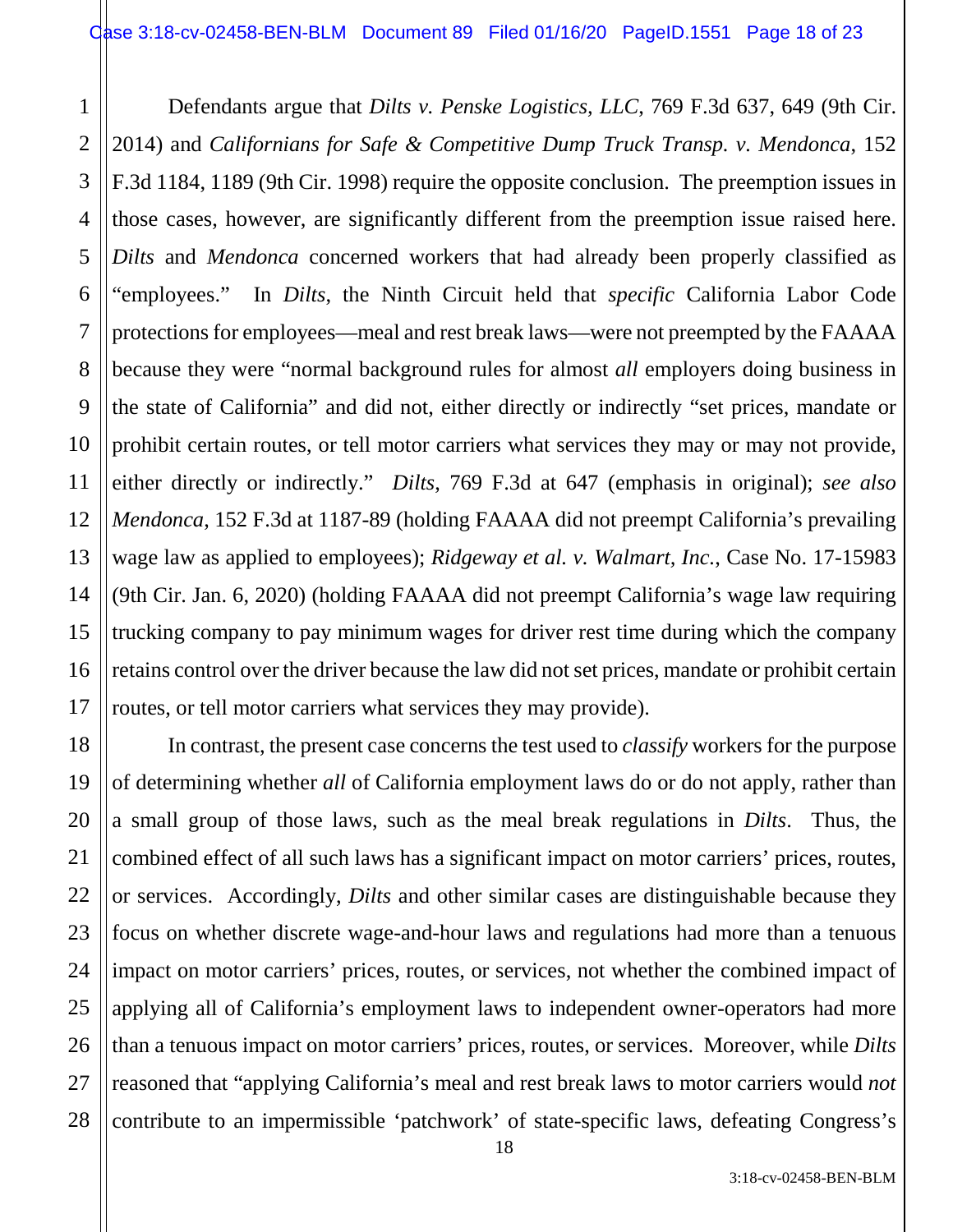Defendants argue that *Dilts v. Penske Logistics, LLC*, 769 F.3d 637, 649 (9th Cir. 2014) and *Californians for Safe & Competitive Dump Truck Transp. v. Mendonca*, 152 F.3d 1184, 1189 (9th Cir. 1998) require the opposite conclusion. The preemption issues in those cases, however, are significantly different from the preemption issue raised here. *Dilts* and *Mendonca* concerned workers that had already been properly classified as "employees." In *Dilts*, the Ninth Circuit held that *specific* California Labor Code protections for employees—meal and rest break laws—were not preempted by the FAAAA because they were "normal background rules for almost *all* employers doing business in the state of California" and did not, either directly or indirectly "set prices, mandate or prohibit certain routes, or tell motor carriers what services they may or may not provide, either directly or indirectly." *Dilts*, 769 F.3d at 647 (emphasis in original); *see also Mendonca*, 152 F.3d at 1187-89 (holding FAAAA did not preempt California's prevailing wage law as applied to employees); *Ridgeway et al. v. Walmart, Inc.*, Case No. 17-15983 (9th Cir. Jan. 6, 2020) (holding FAAAA did not preempt California's wage law requiring trucking company to pay minimum wages for driver rest time during which the company retains control over the driver because the law did not set prices, mandate or prohibit certain routes, or tell motor carriers what services they may provide).

In contrast, the present case concerns the test used to *classify* workers for the purpose of determining whether *all* of California employment laws do or do not apply, rather than a small group of those laws, such as the meal break regulations in *Dilts*. Thus, the combined effect of all such laws has a significant impact on motor carriers' prices, routes, or services. Accordingly, *Dilts* and other similar cases are distinguishable because they focus on whether discrete wage-and-hour laws and regulations had more than a tenuous impact on motor carriers' prices, routes, or services, not whether the combined impact of applying all of California's employment laws to independent owner-operators had more than a tenuous impact on motor carriers' prices, routes, or services. Moreover, while *Dilts* reasoned that "applying California's meal and rest break laws to motor carriers would *not* contribute to an impermissible 'patchwork' of state-specific laws, defeating Congress's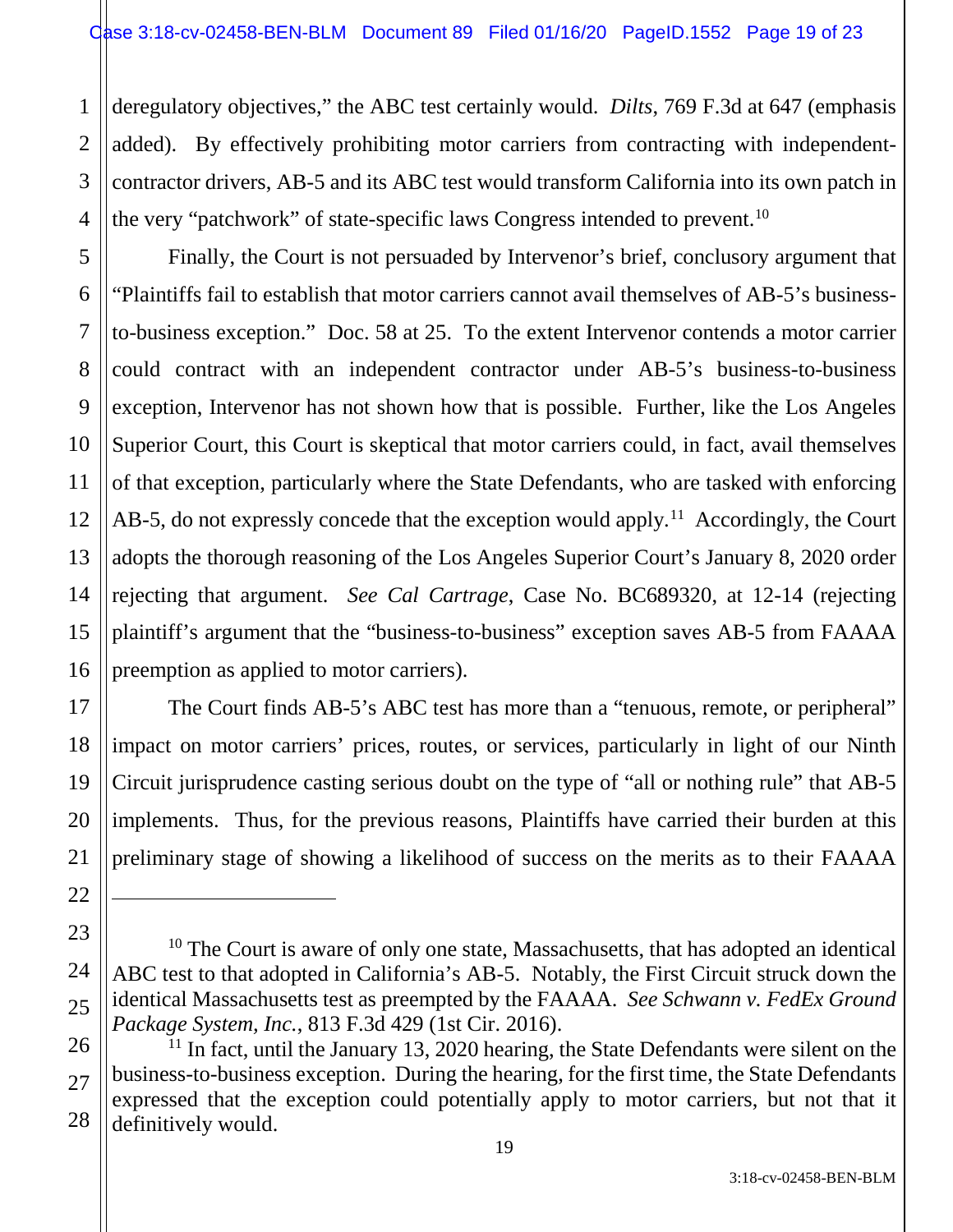deregulatory objectives," the ABC test certainly would. *Dilts*, 769 F.3d at 647 (emphasis added). By effectively prohibiting motor carriers from contracting with independent-contractor drivers, AB-5 and its ABC test would transform California into its own patch in the very "patchwork" of state-specific laws Congress intended to prevent.[10]

Finally, the Court is not persuaded by Intervenor's brief, conclusory argument that "Plaintiffs fail to establish that motor carriers cannot avail themselves of AB-5's business-to-business exception." Doc. 58 at 25. To the extent Intervenor contends a motor carrier could contract with an independent contractor under AB-5's business-to-business exception, Intervenor has not shown how that is possible. Further, like the Los Angeles Superior Court, this Court is skeptical that motor carriers could, in fact, avail themselves of that exception, particularly where the State Defendants, who are tasked with enforcing AB-5, do not expressly concede that the exception would apply.[11] Accordingly, the Court adopts the thorough reasoning of the Los Angeles Superior Court's January 8, 2020 order rejecting that argument. *See Cal Cartrage*, Case No. BC689320, at 12-14 (rejecting plaintiff's argument that the "business-to-business" exception saves AB-5 from FAAAA preemption as applied to motor carriers).

The Court finds AB-5's ABC test has more than a "tenuous, remote, or peripheral" impact on motor carriers' prices, routes, or services, particularly in light of our Ninth Circuit jurisprudence casting serious doubt on the type of "all or nothing rule" that AB-5 implements. Thus, for the previous reasons, Plaintiffs have carried their burden at this preliminary stage of showing a likelihood of success on the merits as to their FAAAA

---

[10] The Court is aware of only one state, Massachusetts, that has adopted an identical ABC test to that adopted in California's AB-5. Notably, the First Circuit struck down the identical Massachusetts test as preempted by the FAAAA. *See Schwann v. FedEx Ground Package System, Inc.*, 813 F.3d 429 (1st Cir. 2016).

[11] In fact, until the January 13, 2020 hearing, the State Defendants were silent on the business-to-business exception. During the hearing, for the first time, the State Defendants expressed that the exception could potentially apply to motor carriers, but not that it definitively would.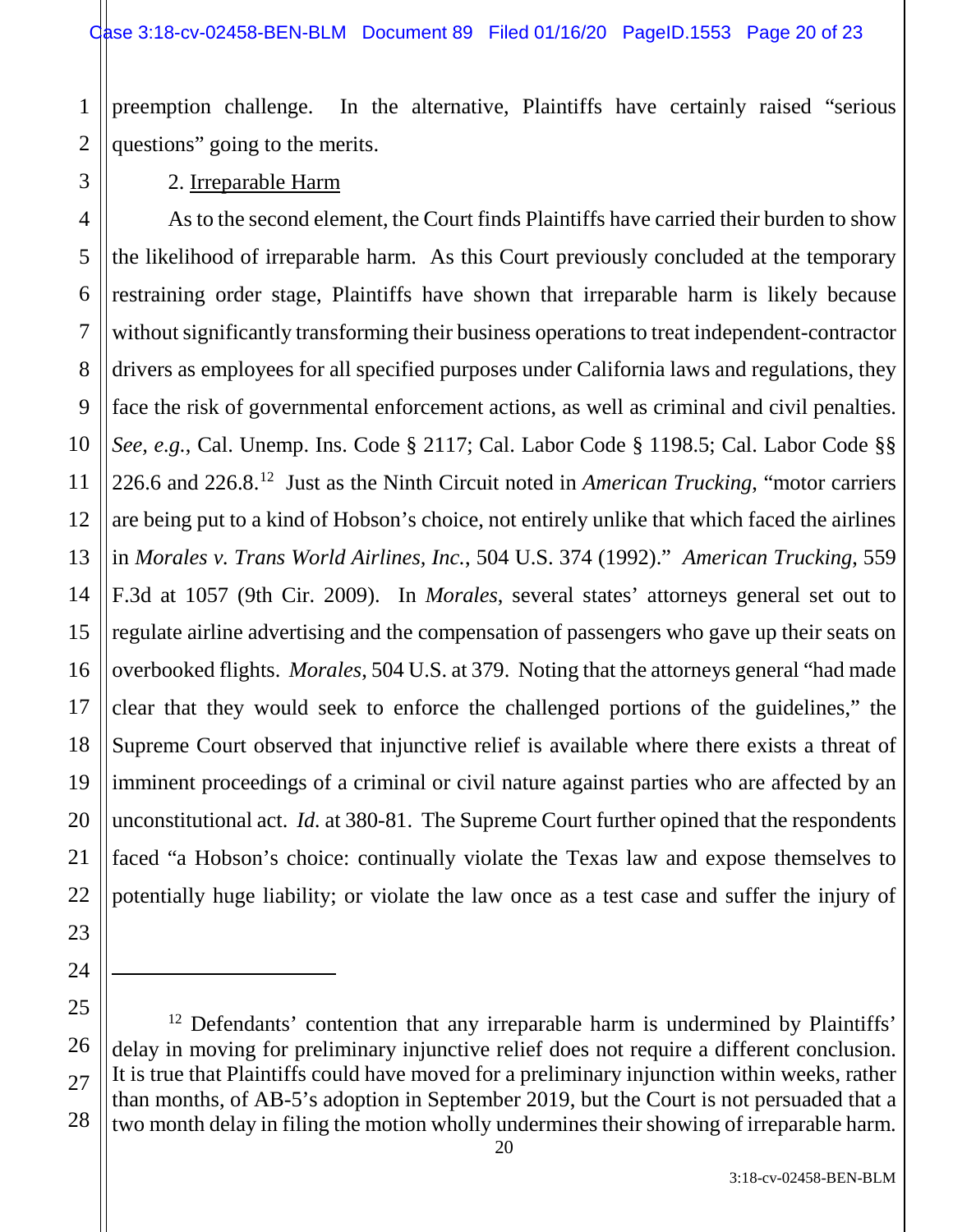preemption challenge. In the alternative, Plaintiffs have certainly raised "serious questions" going to the merits.

2. Irreparable Harm

As to the second element, the Court finds Plaintiffs have carried their burden to show the likelihood of irreparable harm. As this Court previously concluded at the temporary restraining order stage, Plaintiffs have shown that irreparable harm is likely because without significantly transforming their business operations to treat independent-contractor drivers as employees for all specified purposes under California laws and regulations, they face the risk of governmental enforcement actions, as well as criminal and civil penalties. *See, e.g.*, Cal. Unemp. Ins. Code § 2117; Cal. Labor Code § 1198.5; Cal. Labor Code §§ 226.6 and 226.8.[12] Just as the Ninth Circuit noted in *American Trucking*, "motor carriers are being put to a kind of Hobson's choice, not entirely unlike that which faced the airlines in *Morales v. Trans World Airlines, Inc.*, 504 U.S. 374 (1992)." *American Trucking*, 559 F.3d at 1057 (9th Cir. 2009). In *Morales*, several states' attorneys general set out to regulate airline advertising and the compensation of passengers who gave up their seats on overbooked flights. *Morales*, 504 U.S. at 379. Noting that the attorneys general "had made clear that they would seek to enforce the challenged portions of the guidelines," the Supreme Court observed that injunctive relief is available where there exists a threat of imminent proceedings of a criminal or civil nature against parties who are affected by an unconstitutional act. *Id.* at 380-81. The Supreme Court further opined that the respondents faced "a Hobson's choice: continually violate the Texas law and expose themselves to potentially huge liability; or violate the law once as a test case and suffer the injury of

---

[12] Defendants' contention that any irreparable harm is undermined by Plaintiffs' delay in moving for preliminary injunctive relief does not require a different conclusion. It is true that Plaintiffs could have moved for a preliminary injunction within weeks, rather than months, of AB-5's adoption in September 2019, but the Court is not persuaded that a two month delay in filing the motion wholly undermines their showing of irreparable harm.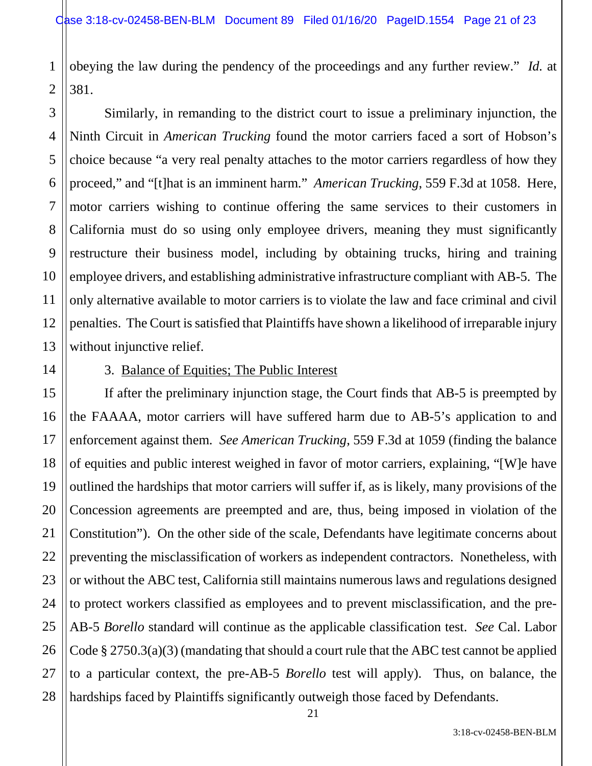obeying the law during the pendency of the proceedings and any further review." *Id.* at 381.

Similarly, in remanding to the district court to issue a preliminary injunction, the Ninth Circuit in *American Trucking* found the motor carriers faced a sort of Hobson's choice because "a very real penalty attaches to the motor carriers regardless of how they proceed," and "[t]hat is an imminent harm." *American Trucking*, 559 F.3d at 1058. Here, motor carriers wishing to continue offering the same services to their customers in California must do so using only employee drivers, meaning they must significantly restructure their business model, including by obtaining trucks, hiring and training employee drivers, and establishing administrative infrastructure compliant with AB-5. The only alternative available to motor carriers is to violate the law and face criminal and civil penalties. The Court is satisfied that Plaintiffs have shown a likelihood of irreparable injury without injunctive relief.

3. Balance of Equities; The Public Interest

If after the preliminary injunction stage, the Court finds that AB-5 is preempted by the FAAAA, motor carriers will have suffered harm due to AB-5's application to and enforcement against them. *See American Trucking*, 559 F.3d at 1059 (finding the balance of equities and public interest weighed in favor of motor carriers, explaining, "[W]e have outlined the hardships that motor carriers will suffer if, as is likely, many provisions of the Concession agreements are preempted and are, thus, being imposed in violation of the Constitution"). On the other side of the scale, Defendants have legitimate concerns about preventing the misclassification of workers as independent contractors. Nonetheless, with or without the ABC test, California still maintains numerous laws and regulations designed to protect workers classified as employees and to prevent misclassification, and the pre-AB-5 *Borello* standard will continue as the applicable classification test. *See* Cal. Labor Code § 2750.3(a)(3) (mandating that should a court rule that the ABC test cannot be applied to a particular context, the pre-AB-5 *Borello* test will apply). Thus, on balance, the hardships faced by Plaintiffs significantly outweigh those faced by Defendants.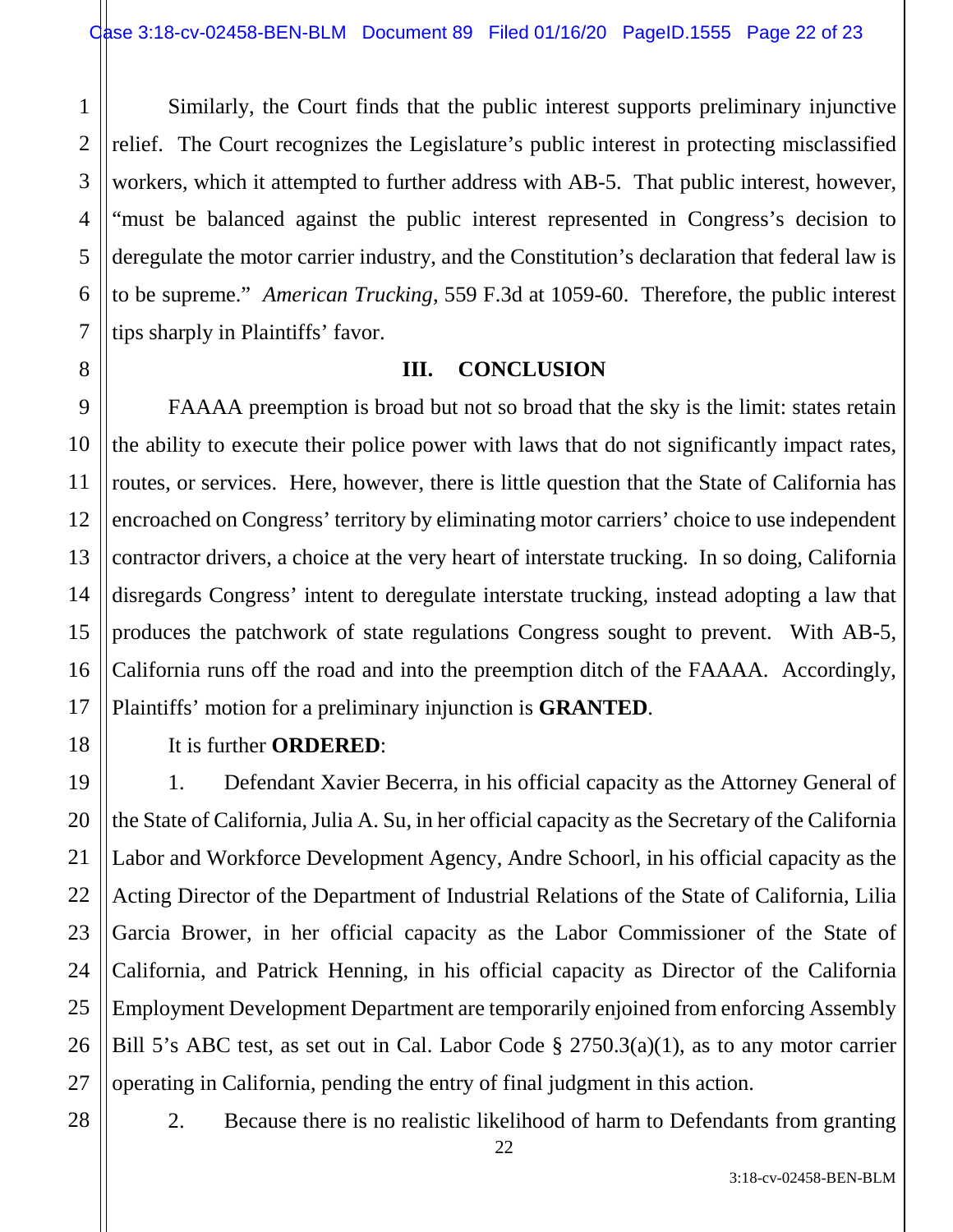Similarly, the Court finds that the public interest supports preliminary injunctive relief. The Court recognizes the Legislature's public interest in protecting misclassified workers, which it attempted to further address with AB-5. That public interest, however, "must be balanced against the public interest represented in Congress's decision to deregulate the motor carrier industry, and the Constitution's declaration that federal law is to be supreme." *American Trucking*, 559 F.3d at 1059-60. Therefore, the public interest tips sharply in Plaintiffs' favor.

## III. CONCLUSION

FAAAA preemption is broad but not so broad that the sky is the limit: states retain the ability to execute their police power with laws that do not significantly impact rates, routes, or services. Here, however, there is little question that the State of California has encroached on Congress' territory by eliminating motor carriers' choice to use independent contractor drivers, a choice at the very heart of interstate trucking. In so doing, California disregards Congress' intent to deregulate interstate trucking, instead adopting a law that produces the patchwork of state regulations Congress sought to prevent. With AB-5, California runs off the road and into the preemption ditch of the FAAAA. Accordingly, Plaintiffs' motion for a preliminary injunction is **GRANTED**.

It is further **ORDERED**:

1. Defendant Xavier Becerra, in his official capacity as the Attorney General of the State of California, Julia A. Su, in her official capacity as the Secretary of the California Labor and Workforce Development Agency, Andre Schoorl, in his official capacity as the Acting Director of the Department of Industrial Relations of the State of California, Lilia Garcia Brower, in her official capacity as the Labor Commissioner of the State of California, and Patrick Henning, in his official capacity as Director of the California Employment Development Department are temporarily enjoined from enforcing Assembly Bill 5's ABC test, as set out in Cal. Labor Code § 2750.3(a)(1), as to any motor carrier operating in California, pending the entry of final judgment in this action.

2. Because there is no realistic likelihood of harm to Defendants from granting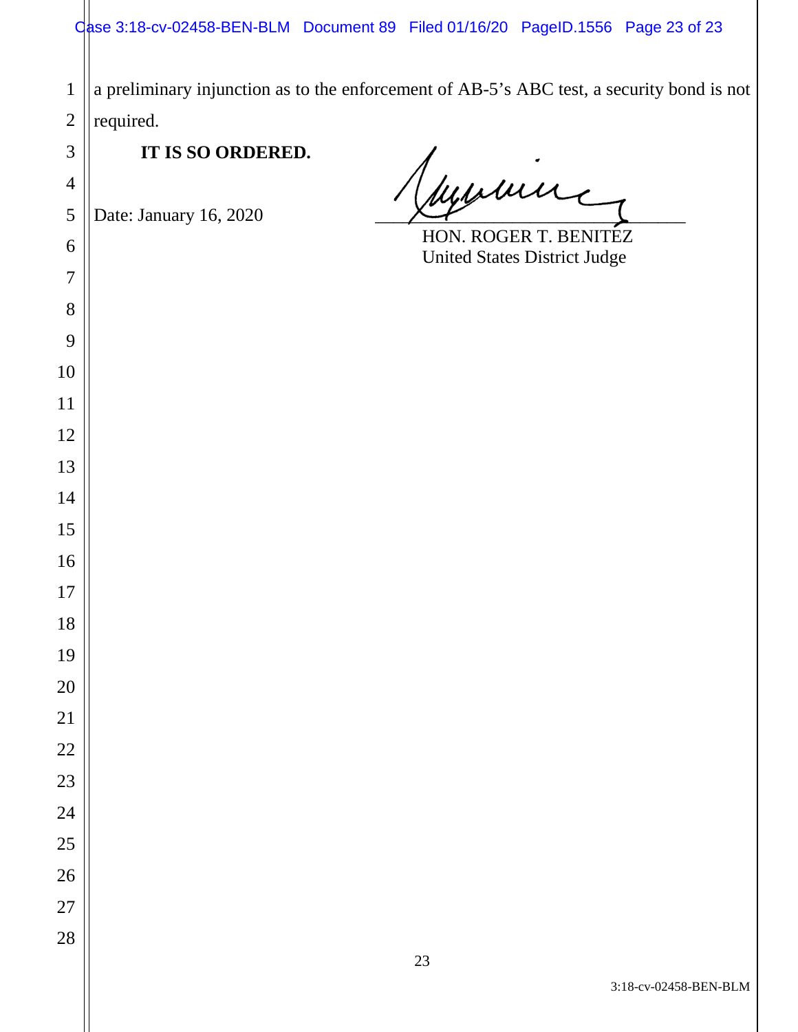a preliminary injunction as to the enforcement of AB-5's ABC test, a security bond is not required.

**IT IS SO ORDERED.**

Date: January 16, 2020

HON. ROGER T. BENITEZ
United States District Judge